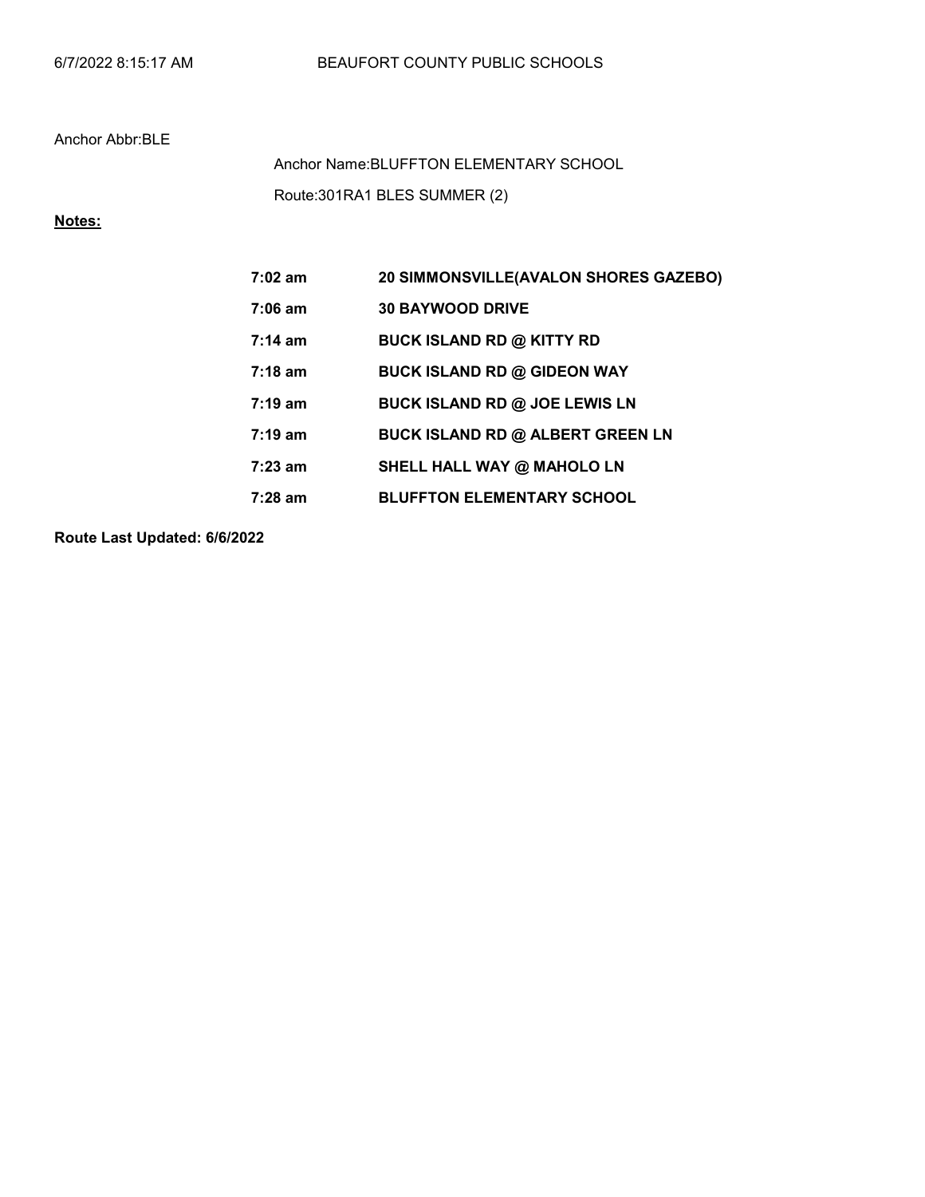6/7/2022 8:15:17 AM BEAUFORT COUNTY PUBLIC SCHOOLS

Anchor Abbr:BLE

Anchor Name:BLUFFTON ELEMENTARY SCHOOL

Route:301RA1 BLES SUMMER (2)

**Notes:**

| | |
|---|---|
| **7:02 am** | **20 SIMMONSVILLE(AVALON SHORES GAZEBO)** |
| **7:06 am** | **30 BAYWOOD DRIVE** |
| **7:14 am** | **BUCK ISLAND RD @ KITTY RD** |
| **7:18 am** | **BUCK ISLAND RD @ GIDEON WAY** |
| **7:19 am** | **BUCK ISLAND RD @ JOE LEWIS LN** |
| **7:19 am** | **BUCK ISLAND RD @ ALBERT GREEN LN** |
| **7:23 am** | **SHELL HALL WAY @ MAHOLO LN** |
| **7:28 am** | **BLUFFTON ELEMENTARY SCHOOL** |

**Route Last Updated: 6/6/2022**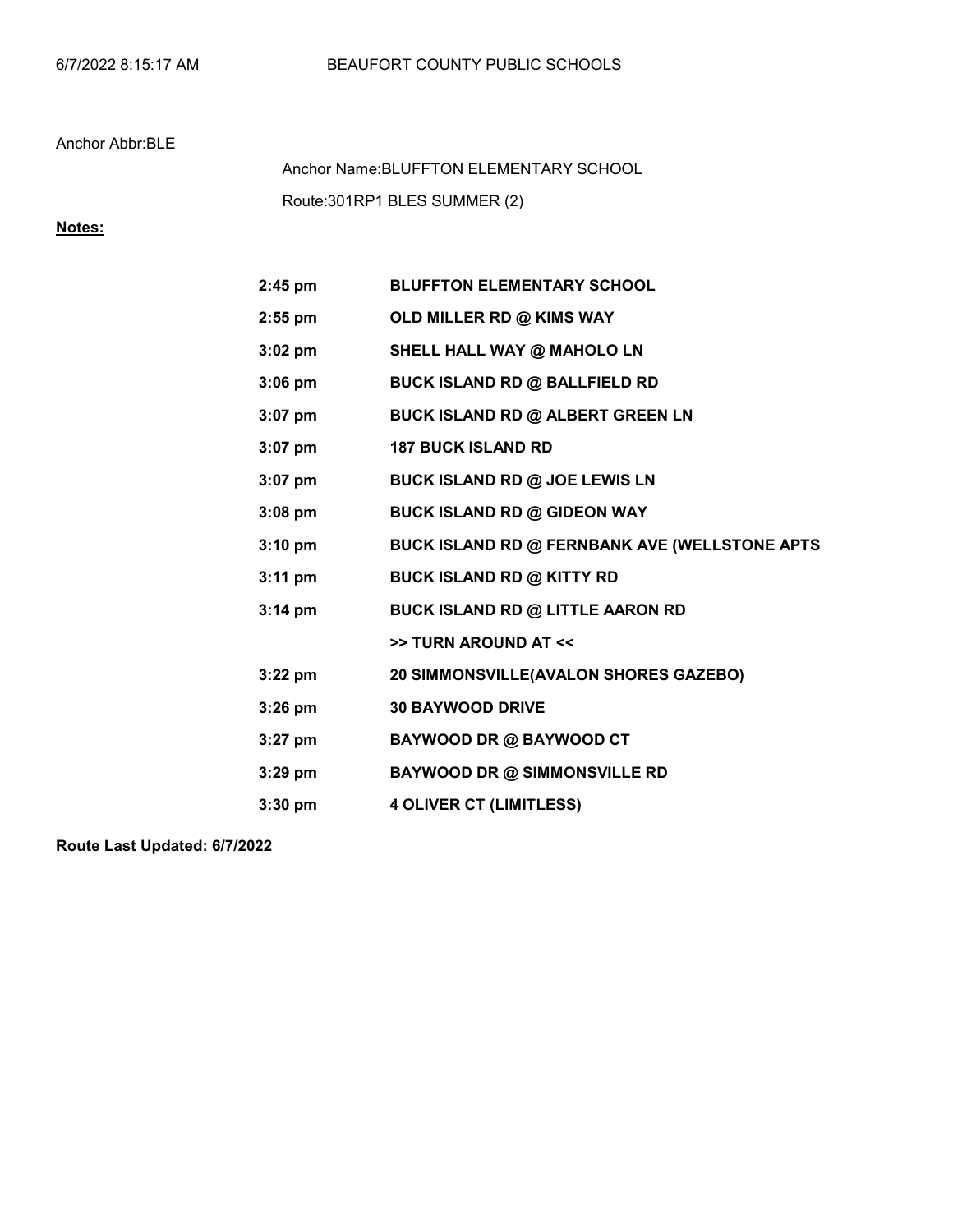6/7/2022 8:15:17 AM BEAUFORT COUNTY PUBLIC SCHOOLS

Anchor Abbr:BLE

Anchor Name:BLUFFTON ELEMENTARY SCHOOL

Route:301RP1 BLES SUMMER (2)

**Notes:**

| | |
|---|---|
| **2:45 pm** | **BLUFFTON ELEMENTARY SCHOOL** |
| **2:55 pm** | **OLD MILLER RD @ KIMS WAY** |
| **3:02 pm** | **SHELL HALL WAY @ MAHOLO LN** |
| **3:06 pm** | **BUCK ISLAND RD @ BALLFIELD RD** |
| **3:07 pm** | **BUCK ISLAND RD @ ALBERT GREEN LN** |
| **3:07 pm** | **187 BUCK ISLAND RD** |
| **3:07 pm** | **BUCK ISLAND RD @ JOE LEWIS LN** |
| **3:08 pm** | **BUCK ISLAND RD @ GIDEON WAY** |
| **3:10 pm** | **BUCK ISLAND RD @ FERNBANK AVE (WELLSTONE APTS** |
| **3:11 pm** | **BUCK ISLAND RD @ KITTY RD** |
| **3:14 pm** | **BUCK ISLAND RD @ LITTLE AARON RD** |
| | **>> TURN AROUND AT <<** |
| **3:22 pm** | **20 SIMMONSVILLE(AVALON SHORES GAZEBO)** |
| **3:26 pm** | **30 BAYWOOD DRIVE** |
| **3:27 pm** | **BAYWOOD DR @ BAYWOOD CT** |
| **3:29 pm** | **BAYWOOD DR @ SIMMONSVILLE RD** |
| **3:30 pm** | **4 OLIVER CT (LIMITLESS)** |

**Route Last Updated: 6/7/2022**